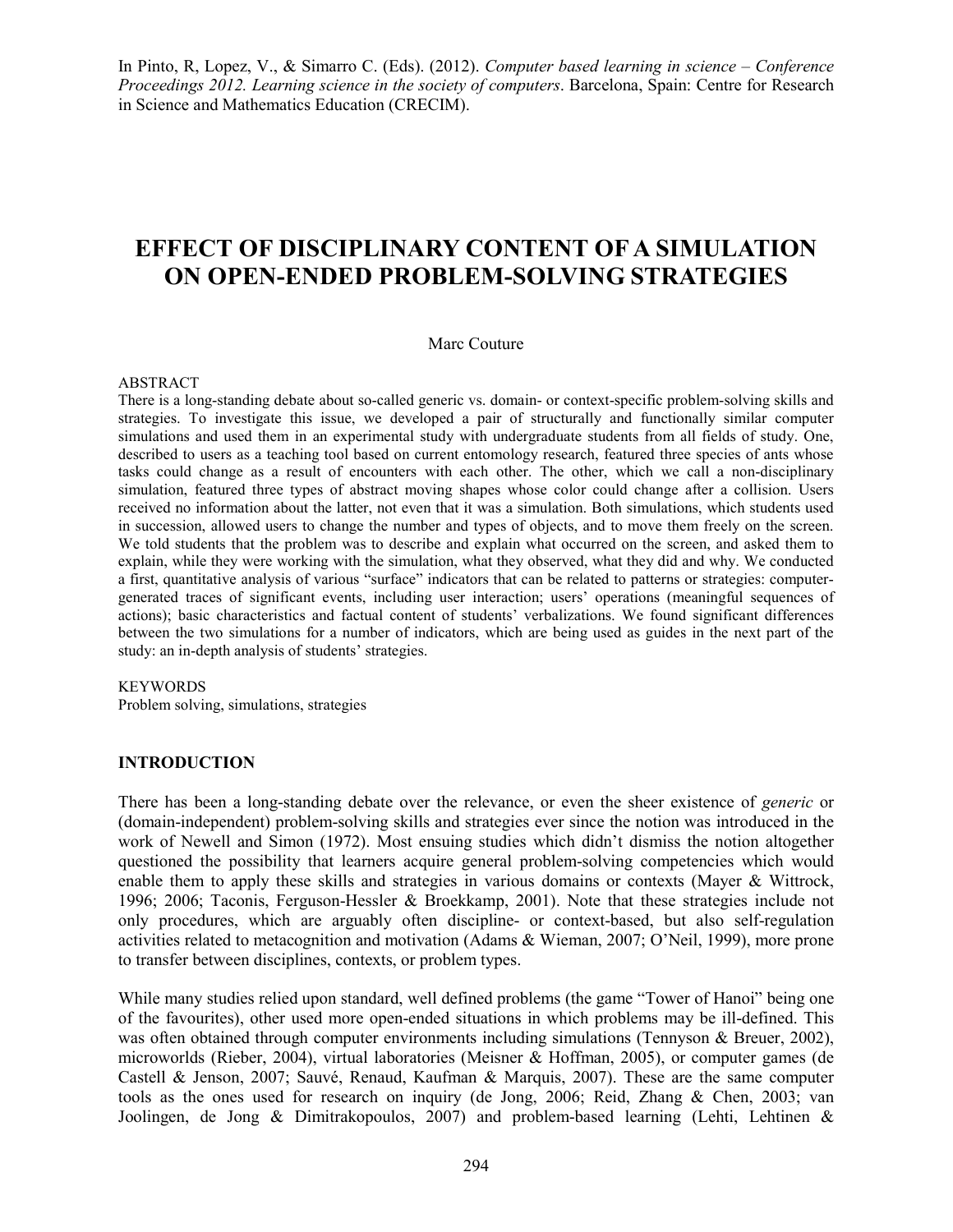In Pinto, R, Lopez, V., & Simarro C. (Eds). (2012). *Computer based learning in science – Conference Proceedings 2012. Learning science in the society of computers*. Barcelona, Spain: Centre for Research in Science and Mathematics Education (CRECIM).

# EFFECT OF DISCIPLINARY CONTENT OF A SIMULATION ON OPEN-ENDED PROBLEM-SOLVING STRATEGIES

Marc Couture

ABSTRACT

There is a long-standing debate about so-called generic vs. domain- or context-specific problem-solving skills and strategies. To investigate this issue, we developed a pair of structurally and functionally similar computer simulations and used them in an experimental study with undergraduate students from all fields of study. One, described to users as a teaching tool based on current entomology research, featured three species of ants whose tasks could change as a result of encounters with each other. The other, which we call a non-disciplinary simulation, featured three types of abstract moving shapes whose color could change after a collision. Users received no information about the latter, not even that it was a simulation. Both simulations, which students used in succession, allowed users to change the number and types of objects, and to move them freely on the screen. We told students that the problem was to describe and explain what occurred on the screen, and asked them to explain, while they were working with the simulation, what they observed, what they did and why. We conducted a first, quantitative analysis of various "surface" indicators that can be related to patterns or strategies: computer-generated traces of significant events, including user interaction; users' operations (meaningful sequences of actions); basic characteristics and factual content of students' verbalizations. We found significant differences between the two simulations for a number of indicators, which are being used as guides in the next part of the study: an in-depth analysis of students' strategies.

KEYWORDS

Problem solving, simulations, strategies

## INTRODUCTION

There has been a long-standing debate over the relevance, or even the sheer existence of *generic* or (domain-independent) problem-solving skills and strategies ever since the notion was introduced in the work of Newell and Simon (1972). Most ensuing studies which didn't dismiss the notion altogether questioned the possibility that learners acquire general problem-solving competencies which would enable them to apply these skills and strategies in various domains or contexts (Mayer & Wittrock, 1996; 2006; Taconis, Ferguson-Hessler & Broekkamp, 2001). Note that these strategies include not only procedures, which are arguably often discipline- or context-based, but also self-regulation activities related to metacognition and motivation (Adams & Wieman, 2007; O'Neil, 1999), more prone to transfer between disciplines, contexts, or problem types.

While many studies relied upon standard, well defined problems (the game "Tower of Hanoi" being one of the favourites), other used more open-ended situations in which problems may be ill-defined. This was often obtained through computer environments including simulations (Tennyson & Breuer, 2002), microworlds (Rieber, 2004), virtual laboratories (Meisner & Hoffman, 2005), or computer games (de Castell & Jenson, 2007; Sauvé, Renaud, Kaufman & Marquis, 2007). These are the same computer tools as the ones used for research on inquiry (de Jong, 2006; Reid, Zhang & Chen, 2003; van Joolingen, de Jong & Dimitrakopoulos, 2007) and problem-based learning (Lehti, Lehtinen &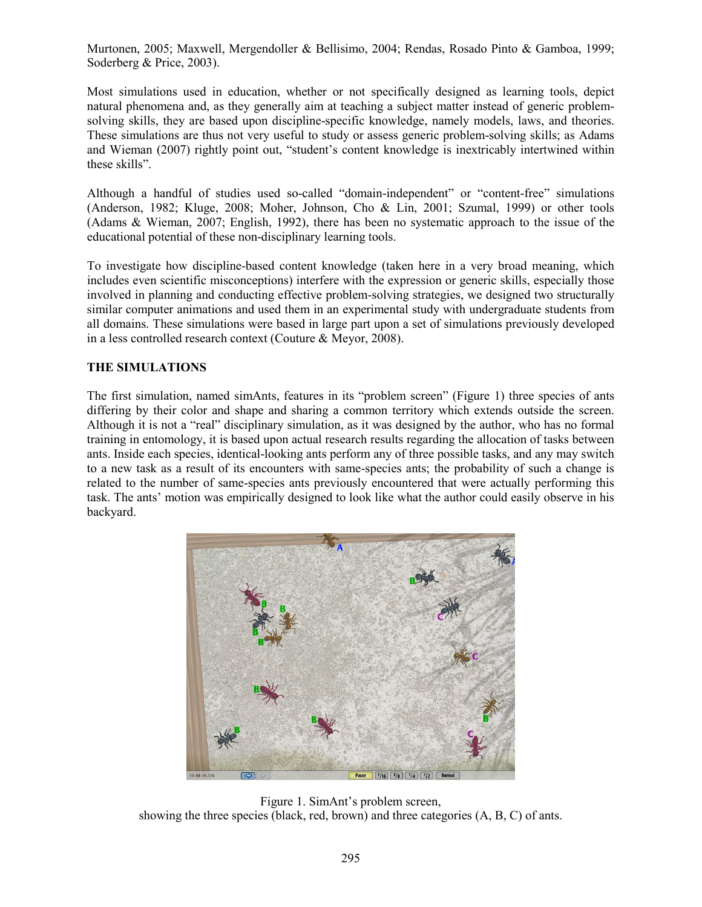Murtonen, 2005; Maxwell, Mergendoller & Bellisimo, 2004; Rendas, Rosado Pinto & Gamboa, 1999; Soderberg & Price, 2003).

Most simulations used in education, whether or not specifically designed as learning tools, depict natural phenomena and, as they generally aim at teaching a subject matter instead of generic problem-solving skills, they are based upon discipline-specific knowledge, namely models, laws, and theories. These simulations are thus not very useful to study or assess generic problem-solving skills; as Adams and Wieman (2007) rightly point out, "student's content knowledge is inextricably intertwined within these skills".

Although a handful of studies used so-called "domain-independent" or "content-free" simulations (Anderson, 1982; Kluge, 2008; Moher, Johnson, Cho & Lin, 2001; Szumal, 1999) or other tools (Adams & Wieman, 2007; English, 1992), there has been no systematic approach to the issue of the educational potential of these non-disciplinary learning tools.

To investigate how discipline-based content knowledge (taken here in a very broad meaning, which includes even scientific misconceptions) interfere with the expression or generic skills, especially those involved in planning and conducting effective problem-solving strategies, we designed two structurally similar computer animations and used them in an experimental study with undergraduate students from all domains. These simulations were based in large part upon a set of simulations previously developed in a less controlled research context (Couture & Meyor, 2008).

## THE SIMULATIONS

The first simulation, named simAnts, features in its "problem screen" (Figure 1) three species of ants differing by their color and shape and sharing a common territory which extends outside the screen. Although it is not a "real" disciplinary simulation, as it was designed by the author, who has no formal training in entomology, it is based upon actual research results regarding the allocation of tasks between ants. Inside each species, identical-looking ants perform any of three possible tasks, and any may switch to a new task as a result of its encounters with same-species ants; the probability of such a change is related to the number of same-species ants previously encountered that were actually performing this task. The ants' motion was empirically designed to look like what the author could easily observe in his backyard.

Figure 1. SimAnt's problem screen, showing the three species (black, red, brown) and three categories (A, B, C) of ants.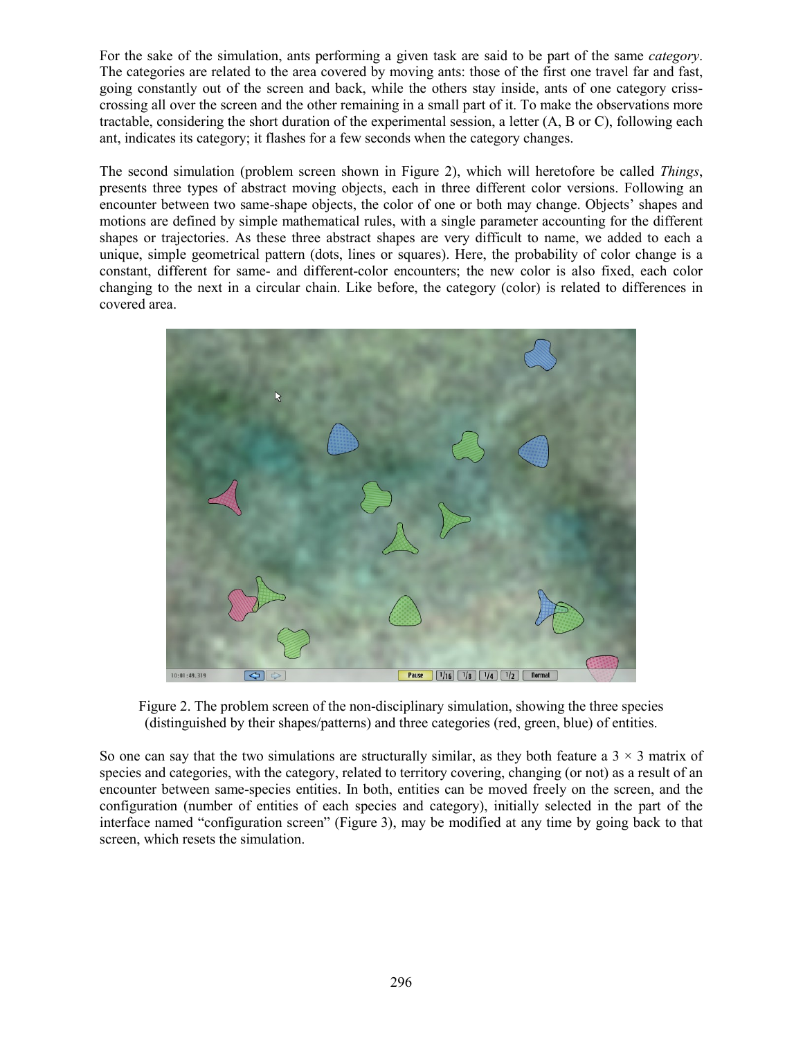For the sake of the simulation, ants performing a given task are said to be part of the same *category*. The categories are related to the area covered by moving ants: those of the first one travel far and fast, going constantly out of the screen and back, while the others stay inside, ants of one category criss-crossing all over the screen and the other remaining in a small part of it. To make the observations more tractable, considering the short duration of the experimental session, a letter (A, B or C), following each ant, indicates its category; it flashes for a few seconds when the category changes.

The second simulation (problem screen shown in Figure 2), which will heretofore be called *Things*, presents three types of abstract moving objects, each in three different color versions. Following an encounter between two same-shape objects, the color of one or both may change. Objects' shapes and motions are defined by simple mathematical rules, with a single parameter accounting for the different shapes or trajectories. As these three abstract shapes are very difficult to name, we added to each a unique, simple geometrical pattern (dots, lines or squares). Here, the probability of color change is a constant, different for same- and different-color encounters; the new color is also fixed, each color changing to the next in a circular chain. Like before, the category (color) is related to differences in covered area.

Figure 2. The problem screen of the non-disciplinary simulation, showing the three species (distinguished by their shapes/patterns) and three categories (red, green, blue) of entities.

So one can say that the two simulations are structurally similar, as they both feature a $3 \times 3$ matrix of species and categories, with the category, related to territory covering, changing (or not) as a result of an encounter between same-species entities. In both, entities can be moved freely on the screen, and the configuration (number of entities of each species and category), initially selected in the part of the interface named "configuration screen" (Figure 3), may be modified at any time by going back to that screen, which resets the simulation.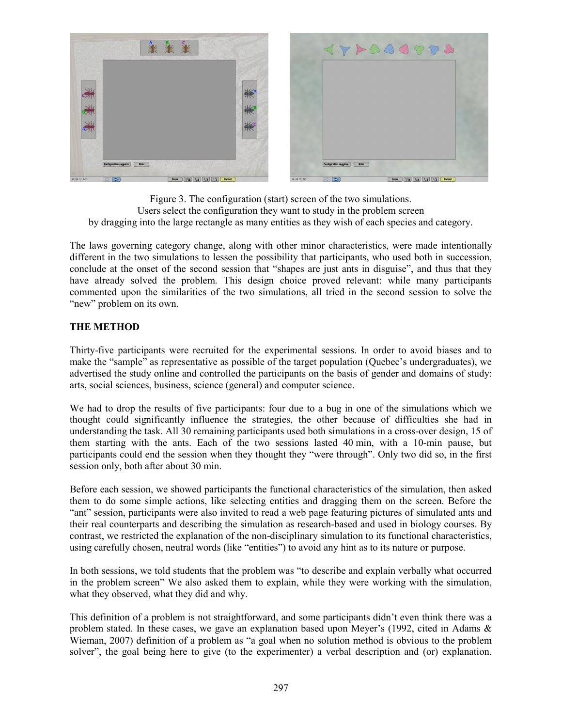Figure 3. The configuration (start) screen of the two simulations.
Users select the configuration they want to study in the problem screen
by dragging into the large rectangle as many entities as they wish of each species and category.

The laws governing category change, along with other minor characteristics, were made intentionally different in the two simulations to lessen the possibility that participants, who used both in succession, conclude at the onset of the second session that "shapes are just ants in disguise", and thus that they have already solved the problem. This design choice proved relevant: while many participants commented upon the similarities of the two simulations, all tried in the second session to solve the "new" problem on its own.

## THE METHOD

Thirty-five participants were recruited for the experimental sessions. In order to avoid biases and to make the "sample" as representative as possible of the target population (Quebec's undergraduates), we advertised the study online and controlled the participants on the basis of gender and domains of study: arts, social sciences, business, science (general) and computer science.

We had to drop the results of five participants: four due to a bug in one of the simulations which we thought could significantly influence the strategies, the other because of difficulties she had in understanding the task. All 30 remaining participants used both simulations in a cross-over design, 15 of them starting with the ants. Each of the two sessions lasted 40 min, with a 10-min pause, but participants could end the session when they thought they "were through". Only two did so, in the first session only, both after about 30 min.

Before each session, we showed participants the functional characteristics of the simulation, then asked them to do some simple actions, like selecting entities and dragging them on the screen. Before the "ant" session, participants were also invited to read a web page featuring pictures of simulated ants and their real counterparts and describing the simulation as research-based and used in biology courses. By contrast, we restricted the explanation of the non-disciplinary simulation to its functional characteristics, using carefully chosen, neutral words (like "entities") to avoid any hint as to its nature or purpose.

In both sessions, we told students that the problem was "to describe and explain verbally what occurred in the problem screen" We also asked them to explain, while they were working with the simulation, what they observed, what they did and why.

This definition of a problem is not straightforward, and some participants didn't even think there was a problem stated. In these cases, we gave an explanation based upon Meyer's (1992, cited in Adams & Wieman, 2007) definition of a problem as "a goal when no solution method is obvious to the problem solver", the goal being here to give (to the experimenter) a verbal description and (or) explanation.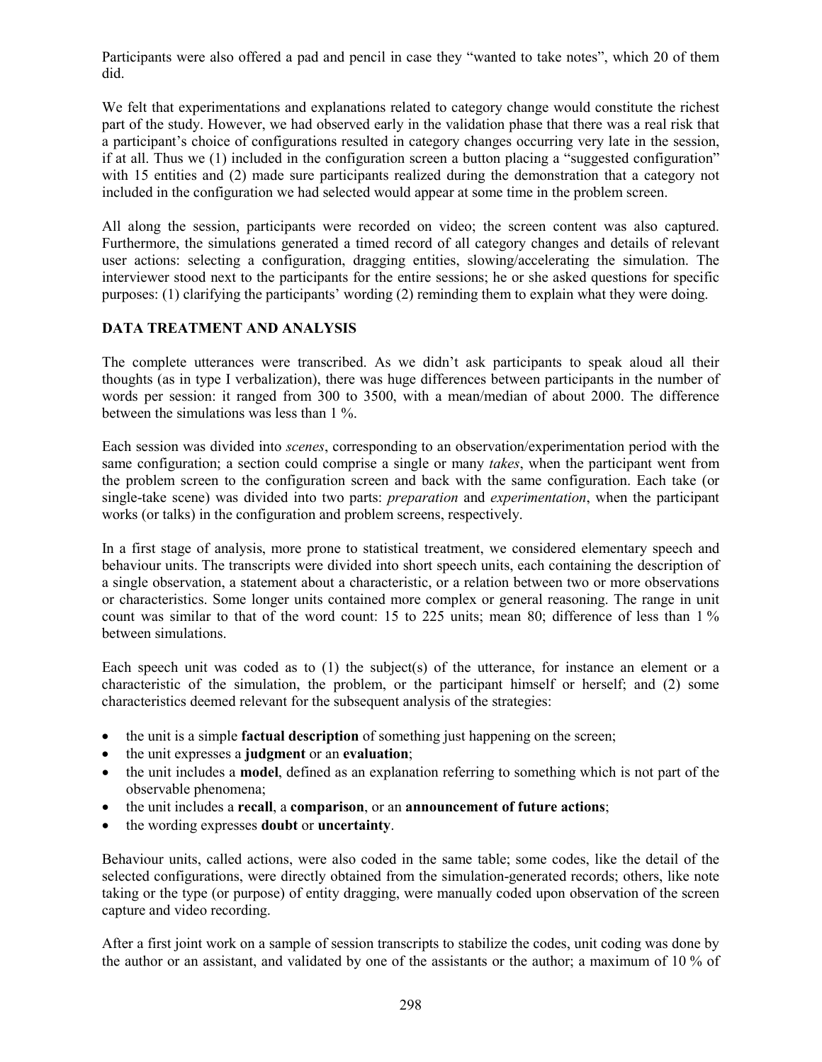Participants were also offered a pad and pencil in case they "wanted to take notes", which 20 of them did.

We felt that experimentations and explanations related to category change would constitute the richest part of the study. However, we had observed early in the validation phase that there was a real risk that a participant's choice of configurations resulted in category changes occurring very late in the session, if at all. Thus we (1) included in the configuration screen a button placing a "suggested configuration" with 15 entities and (2) made sure participants realized during the demonstration that a category not included in the configuration we had selected would appear at some time in the problem screen.

All along the session, participants were recorded on video; the screen content was also captured. Furthermore, the simulations generated a timed record of all category changes and details of relevant user actions: selecting a configuration, dragging entities, slowing/accelerating the simulation. The interviewer stood next to the participants for the entire sessions; he or she asked questions for specific purposes: (1) clarifying the participants' wording (2) reminding them to explain what they were doing.

## DATA TREATMENT AND ANALYSIS

The complete utterances were transcribed. As we didn't ask participants to speak aloud all their thoughts (as in type I verbalization), there was huge differences between participants in the number of words per session: it ranged from 300 to 3500, with a mean/median of about 2000. The difference between the simulations was less than 1 %.

Each session was divided into *scenes*, corresponding to an observation/experimentation period with the same configuration; a section could comprise a single or many *takes*, when the participant went from the problem screen to the configuration screen and back with the same configuration. Each take (or single-take scene) was divided into two parts: *preparation* and *experimentation*, when the participant works (or talks) in the configuration and problem screens, respectively.

In a first stage of analysis, more prone to statistical treatment, we considered elementary speech and behaviour units. The transcripts were divided into short speech units, each containing the description of a single observation, a statement about a characteristic, or a relation between two or more observations or characteristics. Some longer units contained more complex or general reasoning. The range in unit count was similar to that of the word count: 15 to 225 units; mean 80; difference of less than 1 % between simulations.

Each speech unit was coded as to (1) the subject(s) of the utterance, for instance an element or a characteristic of the simulation, the problem, or the participant himself or herself; and (2) some characteristics deemed relevant for the subsequent analysis of the strategies:

- the unit is a simple **factual description** of something just happening on the screen;
- the unit expresses a **judgment** or an **evaluation**;
- the unit includes a **model**, defined as an explanation referring to something which is not part of the observable phenomena;
- the unit includes a **recall**, a **comparison**, or an **announcement of future actions**;
- the wording expresses **doubt** or **uncertainty**.

Behaviour units, called actions, were also coded in the same table; some codes, like the detail of the selected configurations, were directly obtained from the simulation-generated records; others, like note taking or the type (or purpose) of entity dragging, were manually coded upon observation of the screen capture and video recording.

After a first joint work on a sample of session transcripts to stabilize the codes, unit coding was done by the author or an assistant, and validated by one of the assistants or the author; a maximum of 10 % of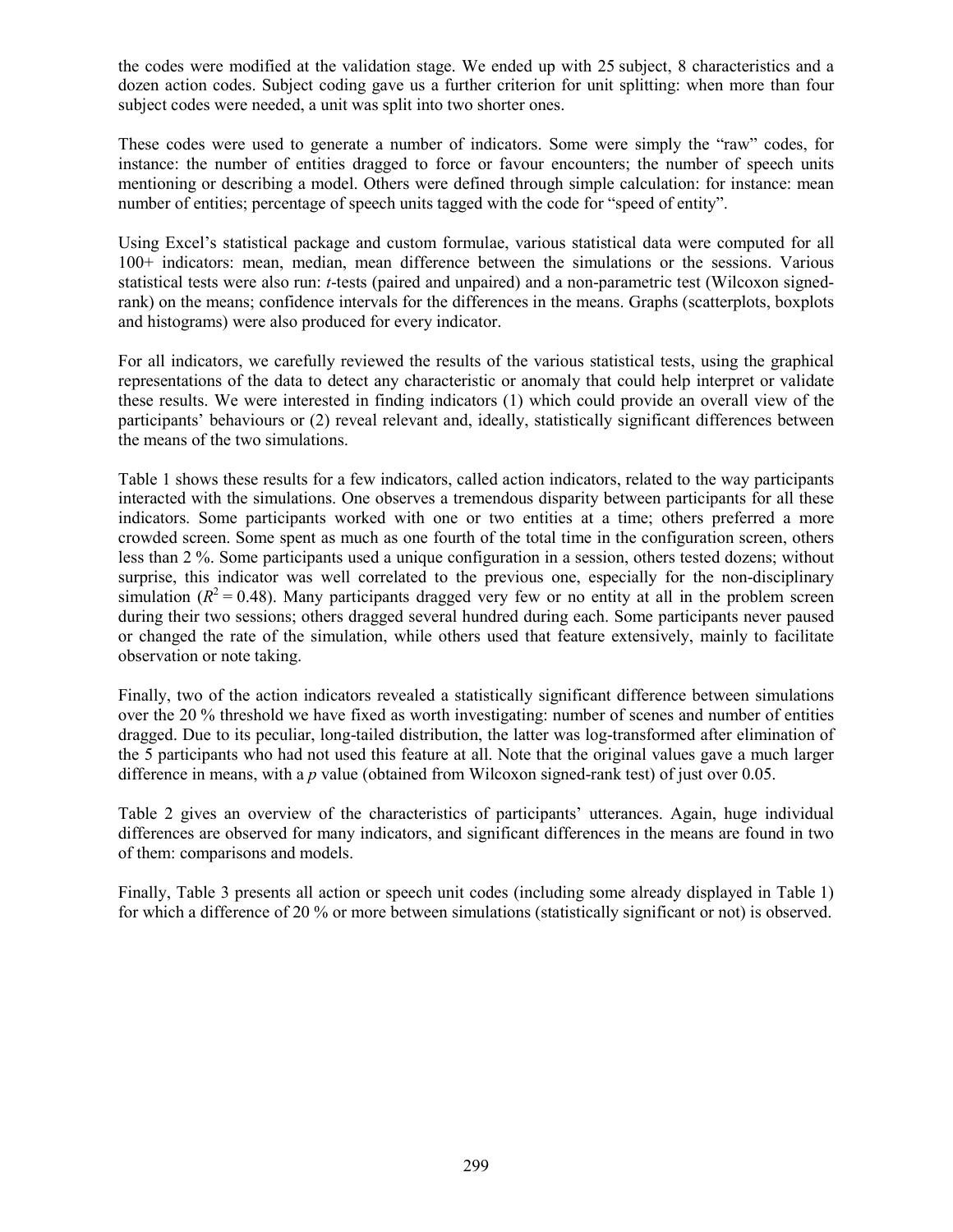the codes were modified at the validation stage. We ended up with 25 subject, 8 characteristics and a dozen action codes. Subject coding gave us a further criterion for unit splitting: when more than four subject codes were needed, a unit was split into two shorter ones.

These codes were used to generate a number of indicators. Some were simply the "raw" codes, for instance: the number of entities dragged to force or favour encounters; the number of speech units mentioning or describing a model. Others were defined through simple calculation: for instance: mean number of entities; percentage of speech units tagged with the code for "speed of entity".

Using Excel's statistical package and custom formulae, various statistical data were computed for all 100+ indicators: mean, median, mean difference between the simulations or the sessions. Various statistical tests were also run: *t*-tests (paired and unpaired) and a non-parametric test (Wilcoxon signed-rank) on the means; confidence intervals for the differences in the means. Graphs (scatterplots, boxplots and histograms) were also produced for every indicator.

For all indicators, we carefully reviewed the results of the various statistical tests, using the graphical representations of the data to detect any characteristic or anomaly that could help interpret or validate these results. We were interested in finding indicators (1) which could provide an overall view of the participants' behaviours or (2) reveal relevant and, ideally, statistically significant differences between the means of the two simulations.

Table 1 shows these results for a few indicators, called action indicators, related to the way participants interacted with the simulations. One observes a tremendous disparity between participants for all these indicators. Some participants worked with one or two entities at a time; others preferred a more crowded screen. Some spent as much as one fourth of the total time in the configuration screen, others less than 2 %. Some participants used a unique configuration in a session, others tested dozens; without surprise, this indicator was well correlated to the previous one, especially for the non-disciplinary simulation ($R^2 = 0.48$). Many participants dragged very few or no entity at all in the problem screen during their two sessions; others dragged several hundred during each. Some participants never paused or changed the rate of the simulation, while others used that feature extensively, mainly to facilitate observation or note taking.

Finally, two of the action indicators revealed a statistically significant difference between simulations over the 20 % threshold we have fixed as worth investigating: number of scenes and number of entities dragged. Due to its peculiar, long-tailed distribution, the latter was log-transformed after elimination of the 5 participants who had not used this feature at all. Note that the original values gave a much larger difference in means, with a $p$ value (obtained from Wilcoxon signed-rank test) of just over 0.05.

Table 2 gives an overview of the characteristics of participants' utterances. Again, huge individual differences are observed for many indicators, and significant differences in the means are found in two of them: comparisons and models.

Finally, Table 3 presents all action or speech unit codes (including some already displayed in Table 1) for which a difference of 20 % or more between simulations (statistically significant or not) is observed.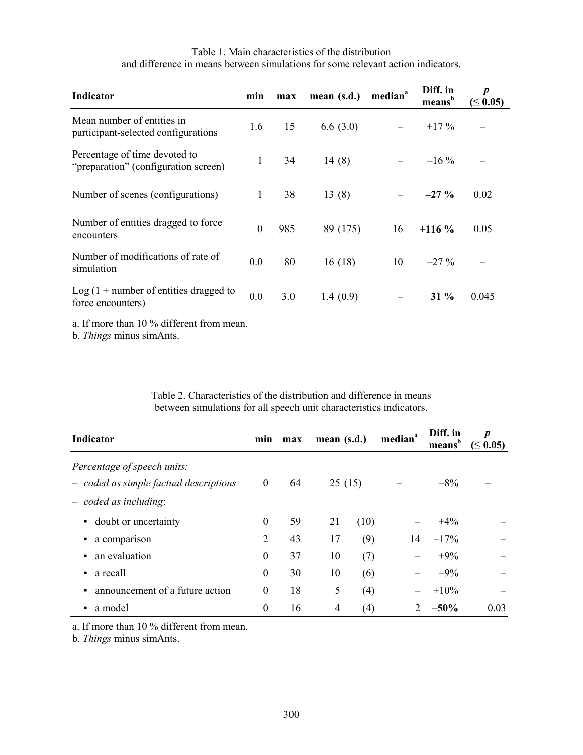Table 1. Main characteristics of the distribution and difference in means between simulations for some relevant action indicators.

| Indicator | min | max | mean (s.d.) | median[a] | Diff. in means[b] | $p$ ($\leq 0.05$) |
|---|---|---|---|---|---|---|
| Mean number of entities in participant-selected configurations | 1.6 | 15 | 6.6 (3.0) | – | +17 % | – |
| Percentage of time devoted to "preparation" (configuration screen) | 1 | 34 | 14 (8) | – | –16 % | – |
| Number of scenes (configurations) | 1 | 38 | 13 (8) | – | **–27 %** | 0.02 |
| Number of entities dragged to force encounters | 0 | 985 | 89 (175) | 16 | **+116 %** | 0.05 |
| Number of modifications of rate of simulation | 0.0 | 80 | 16 (18) | 10 | –27 % | – |
| Log (1 + number of entities dragged to force encounters) | 0.0 | 3.0 | 1.4 (0.9) | – | **31 %** | 0.045 |

a. If more than 10 % different from mean.
b. *Things* minus simAnts.

Table 2. Characteristics of the distribution and difference in means between simulations for all speech unit characteristics indicators.

| Indicator | min | max | mean (s.d.) | median[a] | Diff. in means[b] | $p$ ($\leq 0.05$) |
|---|---|---|---|---|---|---|
| *Percentage of speech units:* | | | | | | |
| – *coded as simple factual descriptions* | 0 | 64 | 25 (15) | – | –8% | – |
| – *coded as including*: | | | | | | |
| ▪ doubt or uncertainty | 0 | 59 | 21 (10) | – | +4% | – |
| ▪ a comparison | 2 | 43 | 17 (9) | 14 | –17% | – |
| ▪ an evaluation | 0 | 37 | 10 (7) | – | +9% | – |
| ▪ a recall | 0 | 30 | 10 (6) | – | –9% | – |
| ▪ announcement of a future action | 0 | 18 | 5 (4) | – | +10% | – |
| ▪ a model | 0 | 16 | 4 (4) | 2 | **–50%** | 0.03 |

a. If more than 10 % different from mean.
b. *Things* minus simAnts.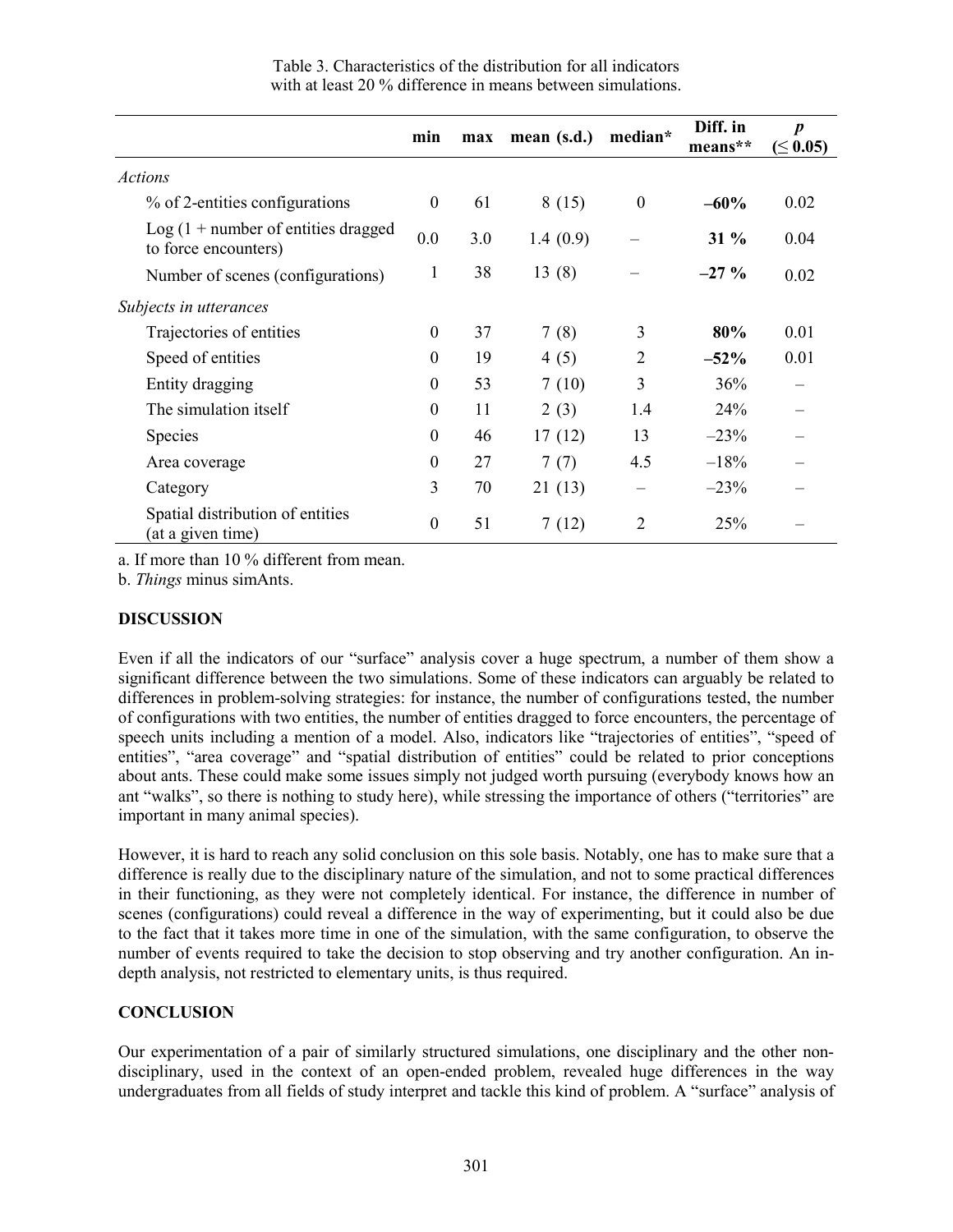Table 3. Characteristics of the distribution for all indicators with at least 20 % difference in means between simulations.

| | min | max | mean (s.d.) | median* | Diff. in means** | *p* (≤ 0.05) |
|---|---|---|---|---|---|---|
| *Actions* | | | | | | |
| % of 2-entities configurations | 0 | 61 | 8 (15) | 0 | **–60%** | 0.02 |
| Log (1 + number of entities dragged to force encounters) | 0.0 | 3.0 | 1.4 (0.9) | – | **31 %** | 0.04 |
| Number of scenes (configurations) | 1 | 38 | 13 (8) | – | **–27 %** | 0.02 |
| *Subjects in utterances* | | | | | | |
| Trajectories of entities | 0 | 37 | 7 (8) | 3 | **80%** | 0.01 |
| Speed of entities | 0 | 19 | 4 (5) | 2 | **–52%** | 0.01 |
| Entity dragging | 0 | 53 | 7 (10) | 3 | 36% | – |
| The simulation itself | 0 | 11 | 2 (3) | 1.4 | 24% | – |
| Species | 0 | 46 | 17 (12) | 13 | –23% | – |
| Area coverage | 0 | 27 | 7 (7) | 4.5 | –18% | – |
| Category | 3 | 70 | 21 (13) | – | –23% | – |
| Spatial distribution of entities (at a given time) | 0 | 51 | 7 (12) | 2 | 25% | – |

a. If more than 10 % different from mean.

b. *Things* minus simAnts.

## DISCUSSION

Even if all the indicators of our "surface" analysis cover a huge spectrum, a number of them show a significant difference between the two simulations. Some of these indicators can arguably be related to differences in problem-solving strategies: for instance, the number of configurations tested, the number of configurations with two entities, the number of entities dragged to force encounters, the percentage of speech units including a mention of a model. Also, indicators like "trajectories of entities", "speed of entities", "area coverage" and "spatial distribution of entities" could be related to prior conceptions about ants. These could make some issues simply not judged worth pursuing (everybody knows how an ant "walks", so there is nothing to study here), while stressing the importance of others ("territories" are important in many animal species).

However, it is hard to reach any solid conclusion on this sole basis. Notably, one has to make sure that a difference is really due to the disciplinary nature of the simulation, and not to some practical differences in their functioning, as they were not completely identical. For instance, the difference in number of scenes (configurations) could reveal a difference in the way of experimenting, but it could also be due to the fact that it takes more time in one of the simulation, with the same configuration, to observe the number of events required to take the decision to stop observing and try another configuration. An in-depth analysis, not restricted to elementary units, is thus required.

## CONCLUSION

Our experimentation of a pair of similarly structured simulations, one disciplinary and the other non-disciplinary, used in the context of an open-ended problem, revealed huge differences in the way undergraduates from all fields of study interpret and tackle this kind of problem. A "surface" analysis of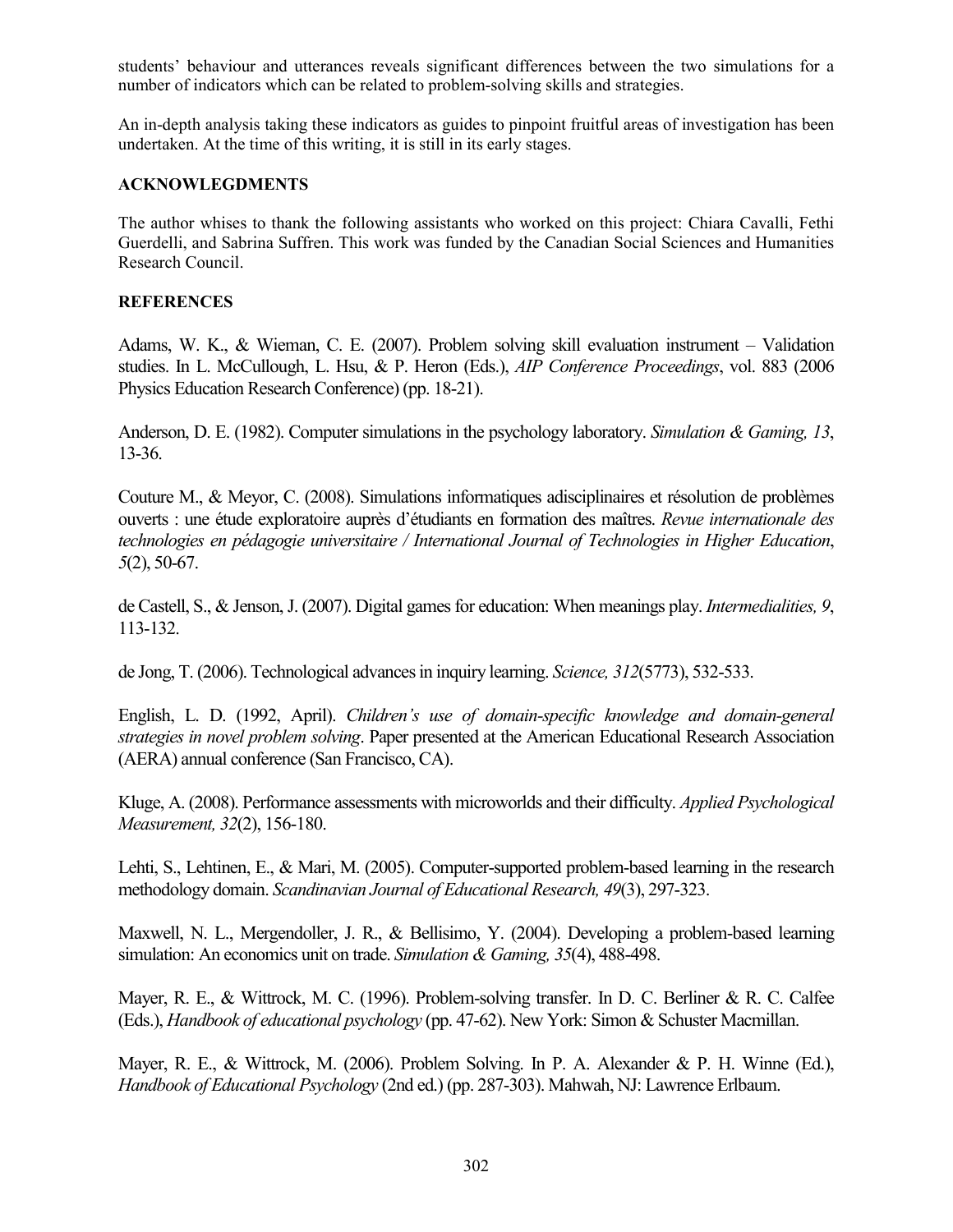students' behaviour and utterances reveals significant differences between the two simulations for a number of indicators which can be related to problem-solving skills and strategies.

An in-depth analysis taking these indicators as guides to pinpoint fruitful areas of investigation has been undertaken. At the time of this writing, it is still in its early stages.

## ACKNOWLEGDMENTS

The author whises to thank the following assistants who worked on this project: Chiara Cavalli, Fethi Guerdelli, and Sabrina Suffren. This work was funded by the Canadian Social Sciences and Humanities Research Council.

## REFERENCES

Adams, W. K., & Wieman, C. E. (2007). Problem solving skill evaluation instrument – Validation studies. In L. McCullough, L. Hsu, & P. Heron (Eds.), *AIP Conference Proceedings*, vol. 883 (2006 Physics Education Research Conference) (pp. 18-21).

Anderson, D. E. (1982). Computer simulations in the psychology laboratory. *Simulation & Gaming, 13*, 13-36.

Couture M., & Meyor, C. (2008). Simulations informatiques adisciplinaires et résolution de problèmes ouverts : une étude exploratoire auprès d'étudiants en formation des maîtres. *Revue internationale des technologies en pédagogie universitaire / International Journal of Technologies in Higher Education*, *5*(2), 50-67.

de Castell, S., & Jenson, J. (2007). Digital games for education: When meanings play. *Intermedialities, 9*, 113-132.

de Jong, T. (2006). Technological advances in inquiry learning. *Science, 312*(5773), 532-533.

English, L. D. (1992, April). *Children's use of domain-specific knowledge and domain-general strategies in novel problem solving*. Paper presented at the American Educational Research Association (AERA) annual conference (San Francisco, CA).

Kluge, A. (2008). Performance assessments with microworlds and their difficulty. *Applied Psychological Measurement, 32*(2), 156-180.

Lehti, S., Lehtinen, E., & Mari, M. (2005). Computer-supported problem-based learning in the research methodology domain. *Scandinavian Journal of Educational Research, 49*(3), 297-323.

Maxwell, N. L., Mergendoller, J. R., & Bellisimo, Y. (2004). Developing a problem-based learning simulation: An economics unit on trade. *Simulation & Gaming, 35*(4), 488-498.

Mayer, R. E., & Wittrock, M. C. (1996). Problem-solving transfer. In D. C. Berliner & R. C. Calfee (Eds.), *Handbook of educational psychology* (pp. 47-62). New York: Simon & Schuster Macmillan.

Mayer, R. E., & Wittrock, M. (2006). Problem Solving. In P. A. Alexander & P. H. Winne (Ed.), *Handbook of Educational Psychology* (2nd ed.) (pp. 287-303). Mahwah, NJ: Lawrence Erlbaum.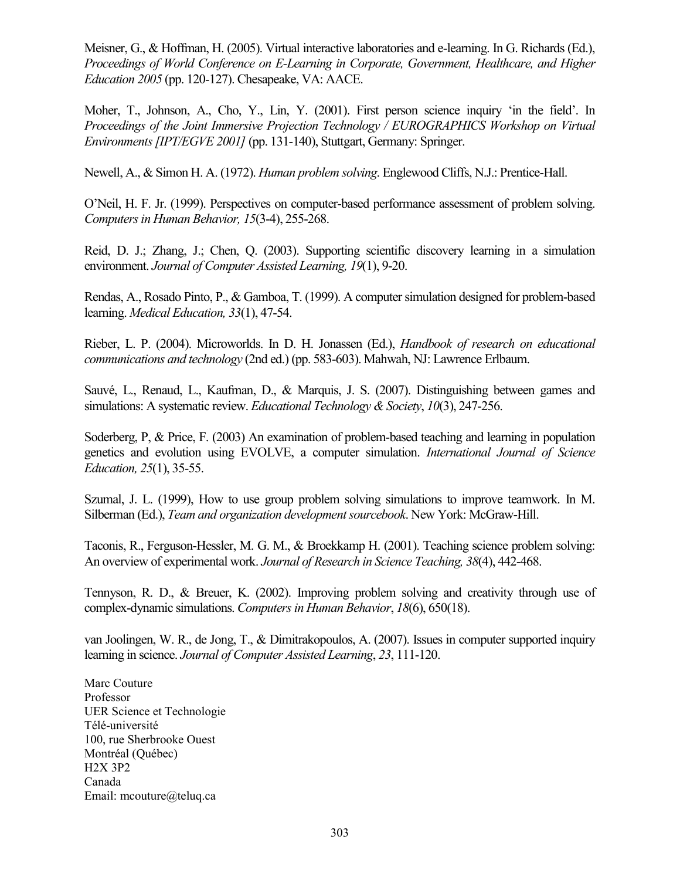Meisner, G., & Hoffman, H. (2005). Virtual interactive laboratories and e-learning. In G. Richards (Ed.), *Proceedings of World Conference on E-Learning in Corporate, Government, Healthcare, and Higher Education 2005* (pp. 120-127). Chesapeake, VA: AACE.

Moher, T., Johnson, A., Cho, Y., Lin, Y. (2001). First person science inquiry 'in the field'. In *Proceedings of the Joint Immersive Projection Technology / EUROGRAPHICS Workshop on Virtual Environments [IPT/EGVE 2001]* (pp. 131-140), Stuttgart, Germany: Springer.

Newell, A., & Simon H. A. (1972). *Human problem solving*. Englewood Cliffs, N.J.: Prentice-Hall.

O'Neil, H. F. Jr. (1999). Perspectives on computer-based performance assessment of problem solving. *Computers in Human Behavior, 15*(3-4), 255-268.

Reid, D. J.; Zhang, J.; Chen, Q. (2003). Supporting scientific discovery learning in a simulation environment. *Journal of Computer Assisted Learning, 19*(1), 9-20.

Rendas, A., Rosado Pinto, P., & Gamboa, T. (1999). A computer simulation designed for problem-based learning. *Medical Education, 33*(1), 47-54.

Rieber, L. P. (2004). Microworlds. In D. H. Jonassen (Ed.), *Handbook of research on educational communications and technology* (2nd ed.) (pp. 583-603). Mahwah, NJ: Lawrence Erlbaum.

Sauvé, L., Renaud, L., Kaufman, D., & Marquis, J. S. (2007). Distinguishing between games and simulations: A systematic review. *Educational Technology & Society*, *10*(3), 247-256.

Soderberg, P, & Price, F. (2003) An examination of problem-based teaching and learning in population genetics and evolution using EVOLVE, a computer simulation. *International Journal of Science Education, 25*(1), 35-55.

Szumal, J. L. (1999), How to use group problem solving simulations to improve teamwork. In M. Silberman (Ed.), *Team and organization development sourcebook*. New York: McGraw-Hill.

Taconis, R., Ferguson-Hessler, M. G. M., & Broekkamp H. (2001). Teaching science problem solving: An overview of experimental work. *Journal of Research in Science Teaching, 38*(4), 442-468.

Tennyson, R. D., & Breuer, K. (2002). Improving problem solving and creativity through use of complex-dynamic simulations. *Computers in Human Behavior*, *18*(6), 650(18).

van Joolingen, W. R., de Jong, T., & Dimitrakopoulos, A. (2007). Issues in computer supported inquiry learning in science. *Journal of Computer Assisted Learning*, *23*, 111-120.

Marc Couture
Professor
UER Science et Technologie
Télé-université
100, rue Sherbrooke Ouest
Montréal (Québec)
H2X 3P2
Canada
Email: mcouture@teluq.ca